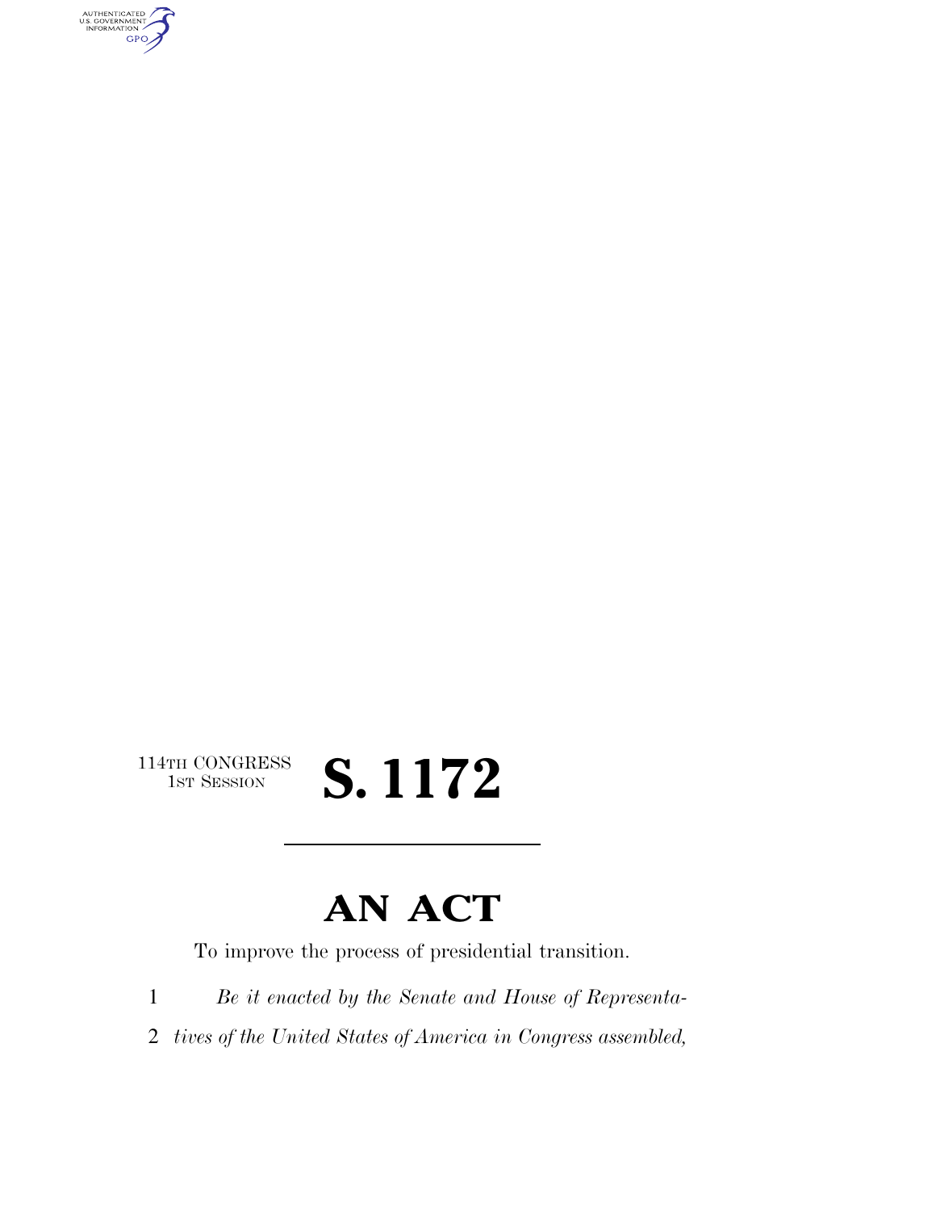114TH CONGRESS
1ST SESSION

# S. 1172

---

# AN ACT

To improve the process of presidential transition.

1 *Be it enacted by the Senate and House of Representa-*
2 *tives of the United States of America in Congress assembled,*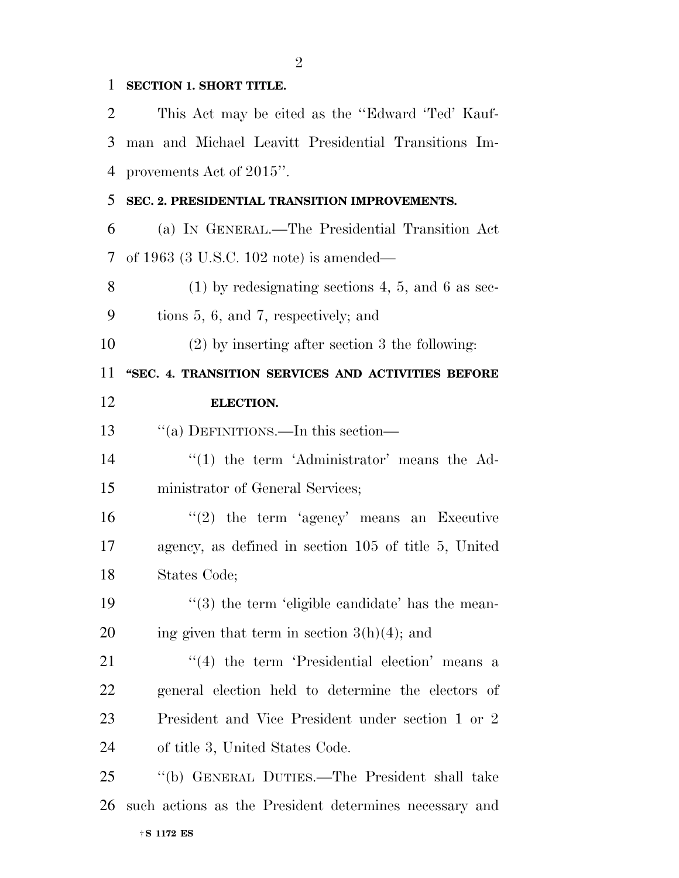**SECTION 1. SHORT TITLE.**

This Act may be cited as the ''Edward 'Ted' Kaufman and Michael Leavitt Presidential Transitions Improvements Act of 2015''.

**SEC. 2. PRESIDENTIAL TRANSITION IMPROVEMENTS.**

(a) IN GENERAL.—The Presidential Transition Act of 1963 (3 U.S.C. 102 note) is amended—

(1) by redesignating sections 4, 5, and 6 as sections 5, 6, and 7, respectively; and

(2) by inserting after section 3 the following:

**''SEC. 4. TRANSITION SERVICES AND ACTIVITIES BEFORE ELECTION.**

''(a) DEFINITIONS.—In this section—

''(1) the term 'Administrator' means the Administrator of General Services;

''(2) the term 'agency' means an Executive agency, as defined in section 105 of title 5, United States Code;

''(3) the term 'eligible candidate' has the meaning given that term in section 3(h)(4); and

''(4) the term 'Presidential election' means a general election held to determine the electors of President and Vice President under section 1 or 2 of title 3, United States Code.

''(b) GENERAL DUTIES.—The President shall take such actions as the President determines necessary and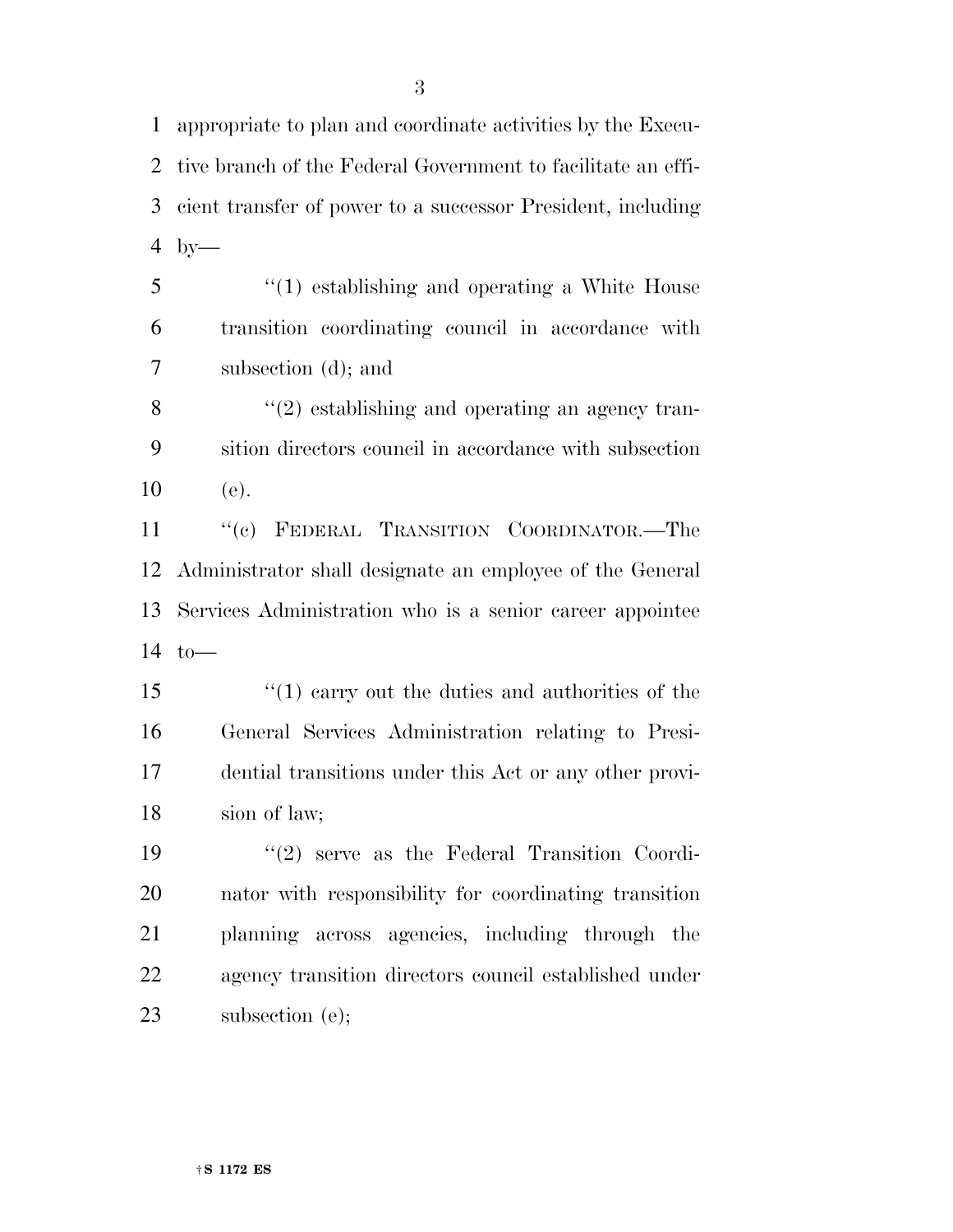appropriate to plan and coordinate activities by the Executive branch of the Federal Government to facilitate an efficient transfer of power to a successor President, including by—

''(1) establishing and operating a White House transition coordinating council in accordance with subsection (d); and

''(2) establishing and operating an agency transition directors council in accordance with subsection (e).

''(c) FEDERAL TRANSITION COORDINATOR.—The Administrator shall designate an employee of the General Services Administration who is a senior career appointee to—

''(1) carry out the duties and authorities of the General Services Administration relating to Presidential transitions under this Act or any other provision of law;

''(2) serve as the Federal Transition Coordinator with responsibility for coordinating transition planning across agencies, including through the agency transition directors council established under subsection (e);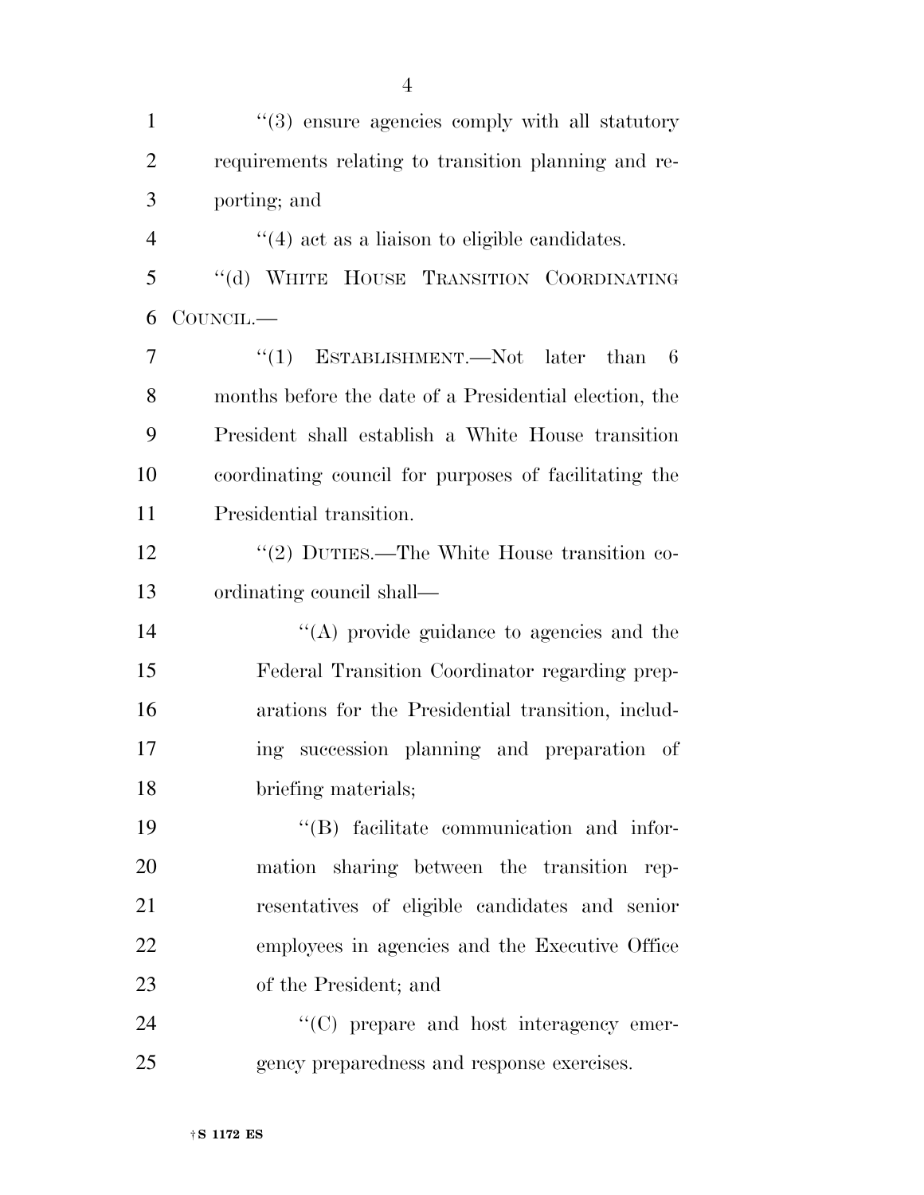''(3) ensure agencies comply with all statutory requirements relating to transition planning and reporting; and

''(4) act as a liaison to eligible candidates.

''(d) WHITE HOUSE TRANSITION COORDINATING COUNCIL.—

''(1) ESTABLISHMENT.—Not later than 6 months before the date of a Presidential election, the President shall establish a White House transition coordinating council for purposes of facilitating the Presidential transition.

''(2) DUTIES.—The White House transition coordinating council shall—

''(A) provide guidance to agencies and the Federal Transition Coordinator regarding preparations for the Presidential transition, including succession planning and preparation of briefing materials;

''(B) facilitate communication and information sharing between the transition representatives of eligible candidates and senior employees in agencies and the Executive Office of the President; and

''(C) prepare and host interagency emergency preparedness and response exercises.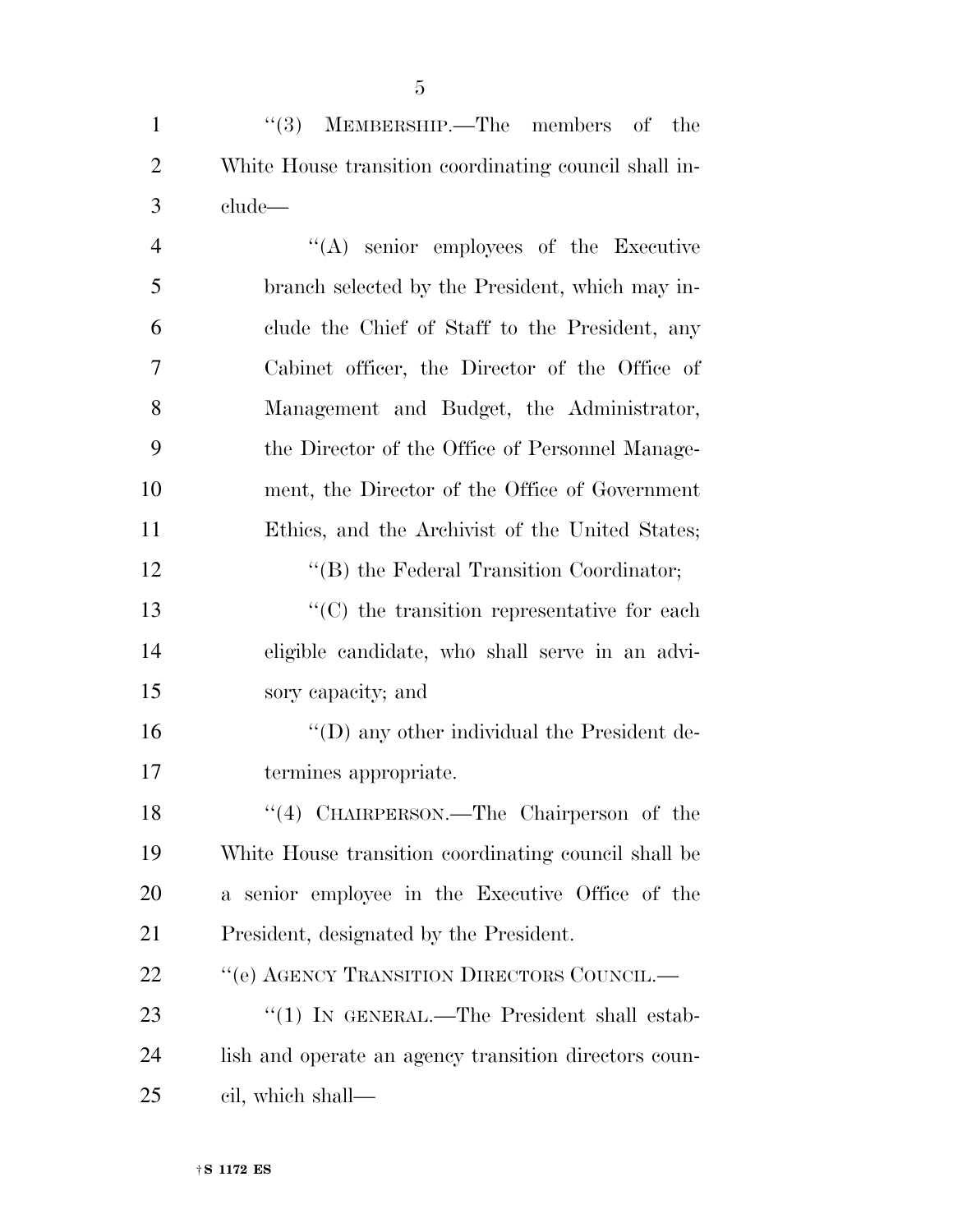''(3) MEMBERSHIP.—The members of the White House transition coordinating council shall include—

''(A) senior employees of the Executive branch selected by the President, which may include the Chief of Staff to the President, any Cabinet officer, the Director of the Office of Management and Budget, the Administrator, the Director of the Office of Personnel Management, the Director of the Office of Government Ethics, and the Archivist of the United States;

''(B) the Federal Transition Coordinator;

''(C) the transition representative for each eligible candidate, who shall serve in an advisory capacity; and

''(D) any other individual the President determines appropriate.

''(4) CHAIRPERSON.—The Chairperson of the White House transition coordinating council shall be a senior employee in the Executive Office of the President, designated by the President.

''(e) AGENCY TRANSITION DIRECTORS COUNCIL.—

''(1) IN GENERAL.—The President shall establish and operate an agency transition directors council, which shall—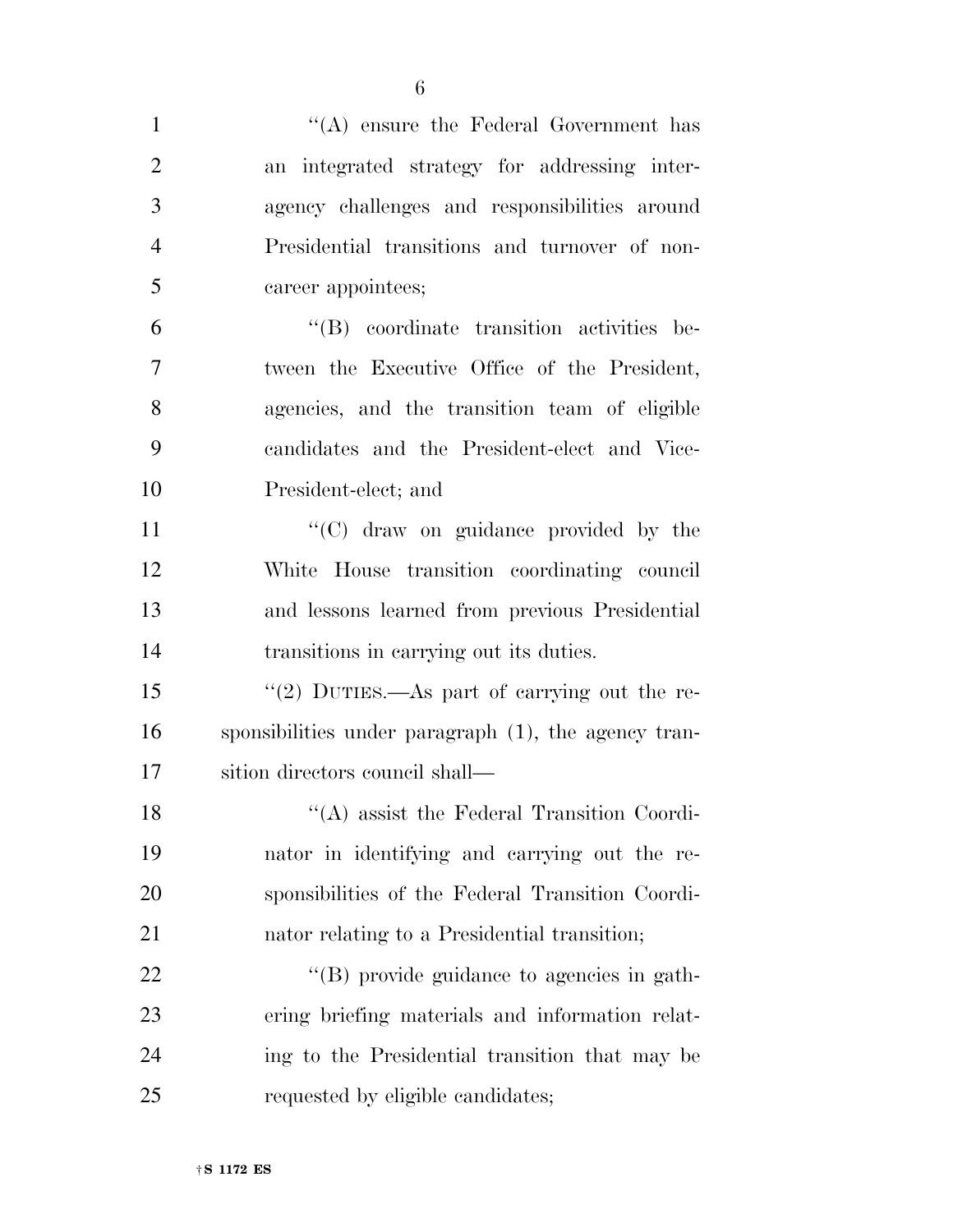''(A) ensure the Federal Government has an integrated strategy for addressing interagency challenges and responsibilities around Presidential transitions and turnover of noncareer appointees;

''(B) coordinate transition activities between the Executive Office of the President, agencies, and the transition team of eligible candidates and the President-elect and Vice-President-elect; and

''(C) draw on guidance provided by the White House transition coordinating council and lessons learned from previous Presidential transitions in carrying out its duties.

''(2) DUTIES.—As part of carrying out the responsibilities under paragraph (1), the agency transition directors council shall—

''(A) assist the Federal Transition Coordinator in identifying and carrying out the responsibilities of the Federal Transition Coordinator relating to a Presidential transition;

''(B) provide guidance to agencies in gathering briefing materials and information relating to the Presidential transition that may be requested by eligible candidates;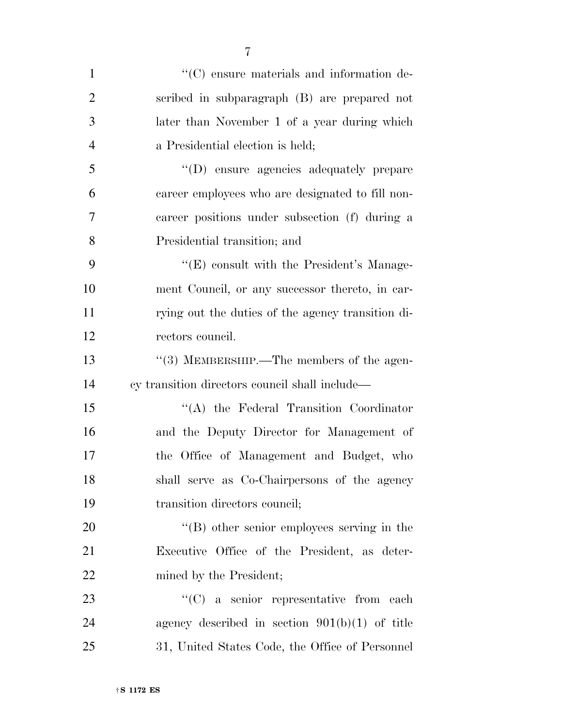''(C) ensure materials and information described in subparagraph (B) are prepared not later than November 1 of a year during which a Presidential election is held;

''(D) ensure agencies adequately prepare career employees who are designated to fill noncareer positions under subsection (f) during a Presidential transition; and

''(E) consult with the President's Management Council, or any successor thereto, in carrying out the duties of the agency transition directors council.

''(3) MEMBERSHIP.—The members of the agency transition directors council shall include—

''(A) the Federal Transition Coordinator and the Deputy Director for Management of the Office of Management and Budget, who shall serve as Co-Chairpersons of the agency transition directors council;

''(B) other senior employees serving in the Executive Office of the President, as determined by the President;

''(C) a senior representative from each agency described in section 901(b)(1) of title 31, United States Code, the Office of Personnel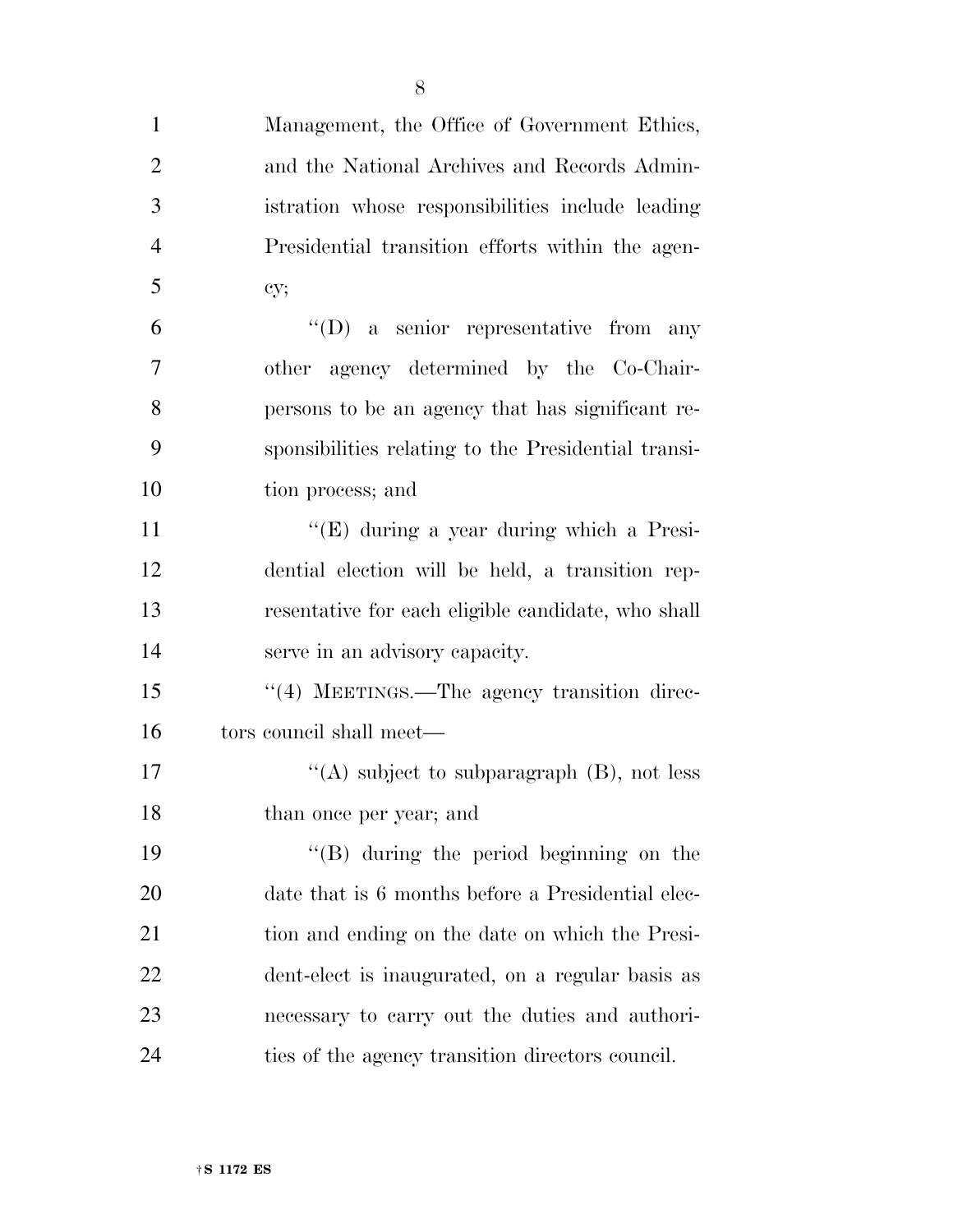Management, the Office of Government Ethics, and the National Archives and Records Administration whose responsibilities include leading Presidential transition efforts within the agency;

''(D) a senior representative from any other agency determined by the Co-Chairpersons to be an agency that has significant responsibilities relating to the Presidential transition process; and

''(E) during a year during which a Presidential election will be held, a transition representative for each eligible candidate, who shall serve in an advisory capacity.

''(4) MEETINGS.—The agency transition directors council shall meet—

''(A) subject to subparagraph (B), not less than once per year; and

''(B) during the period beginning on the date that is 6 months before a Presidential election and ending on the date on which the President-elect is inaugurated, on a regular basis as necessary to carry out the duties and authorities of the agency transition directors council.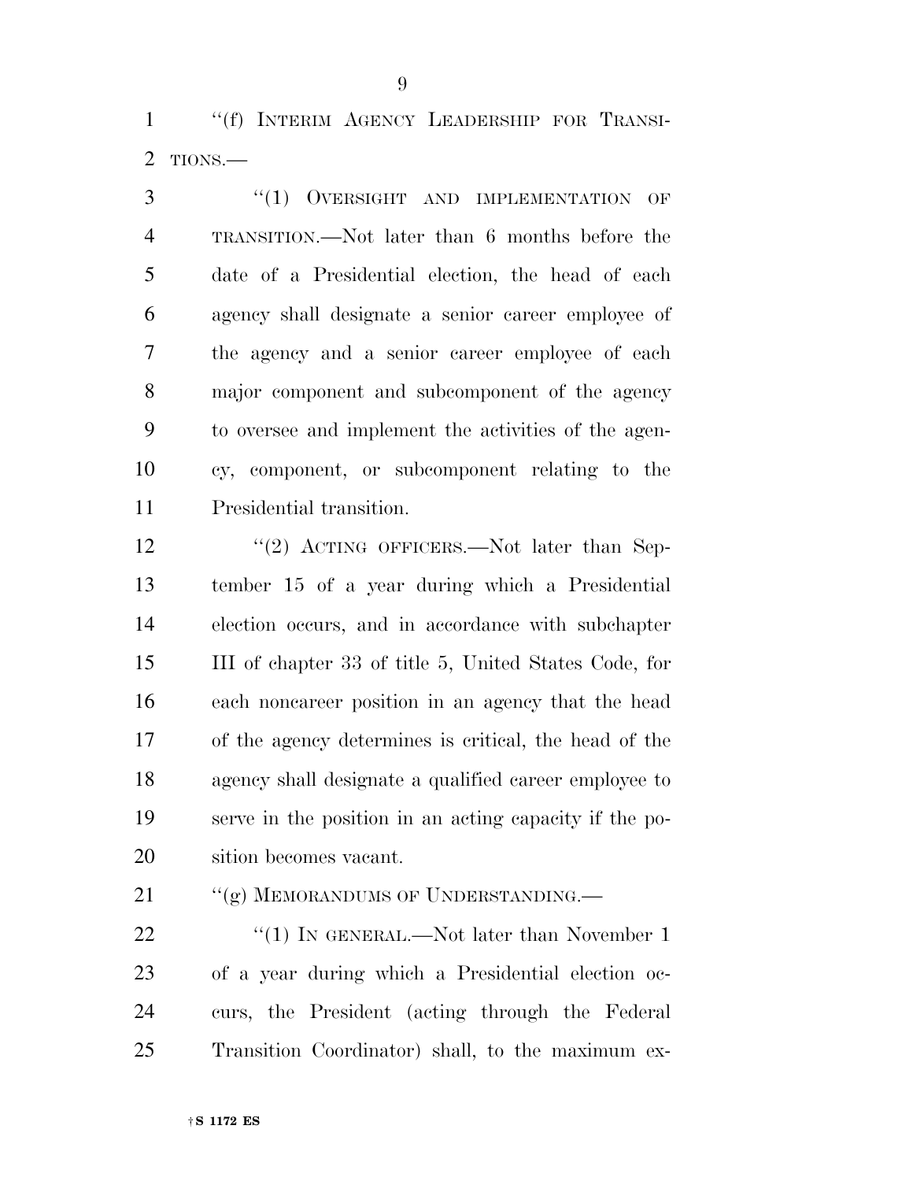"(f) INTERIM AGENCY LEADERSHIP FOR TRANSITIONS.—

"(1) OVERSIGHT AND IMPLEMENTATION OF TRANSITION.—Not later than 6 months before the date of a Presidential election, the head of each agency shall designate a senior career employee of the agency and a senior career employee of each major component and subcomponent of the agency to oversee and implement the activities of the agency, component, or subcomponent relating to the Presidential transition.

"(2) ACTING OFFICERS.—Not later than September 15 of a year during which a Presidential election occurs, and in accordance with subchapter III of chapter 33 of title 5, United States Code, for each noncareer position in an agency that the head of the agency determines is critical, the head of the agency shall designate a qualified career employee to serve in the position in an acting capacity if the position becomes vacant.

"(g) MEMORANDUMS OF UNDERSTANDING.—

"(1) IN GENERAL.—Not later than November 1 of a year during which a Presidential election occurs, the President (acting through the Federal Transition Coordinator) shall, to the maximum ex-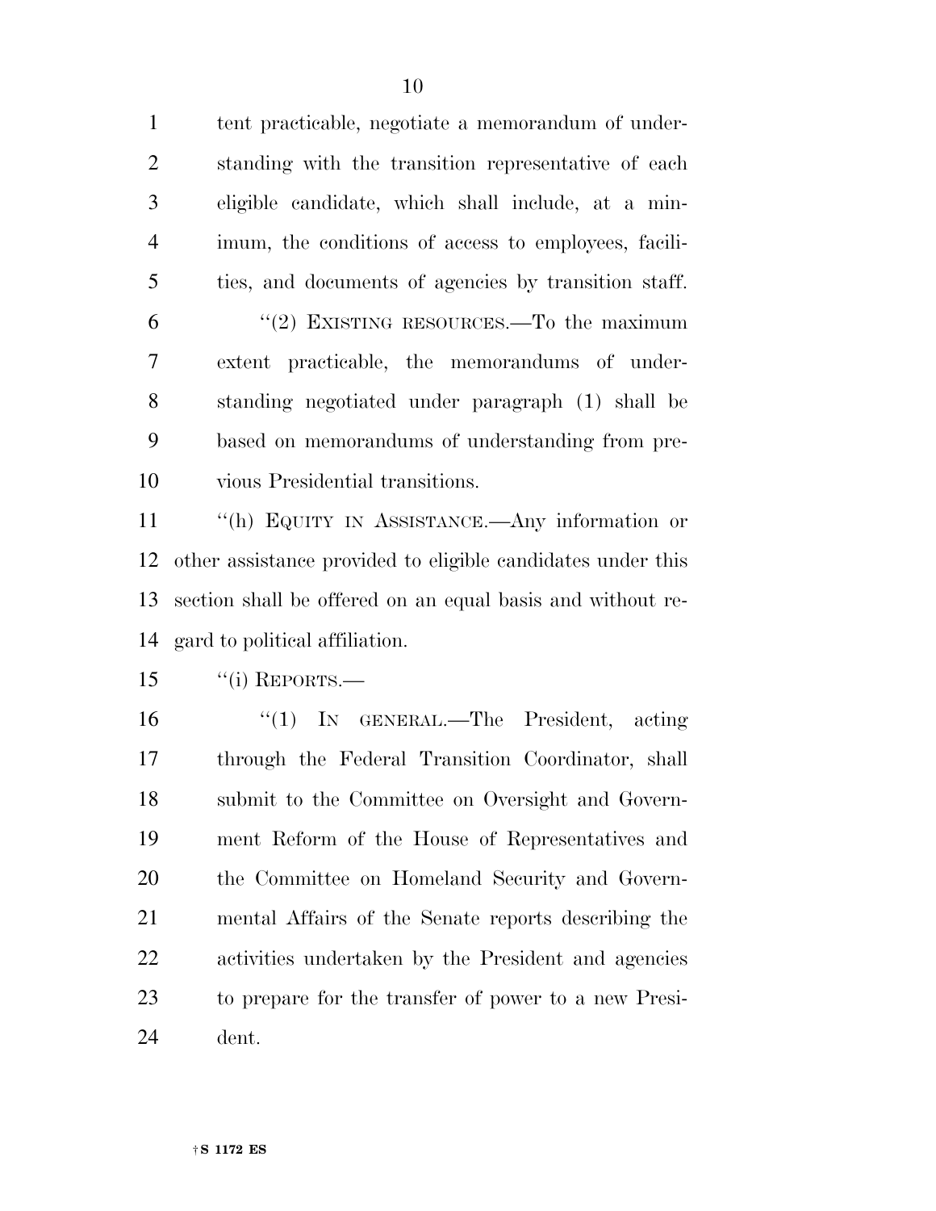tent practicable, negotiate a memorandum of understanding with the transition representative of each eligible candidate, which shall include, at a minimum, the conditions of access to employees, facilities, and documents of agencies by transition staff.

"(2) EXISTING RESOURCES.—To the maximum extent practicable, the memorandums of understanding negotiated under paragraph (1) shall be based on memorandums of understanding from previous Presidential transitions.

"(h) EQUITY IN ASSISTANCE.—Any information or other assistance provided to eligible candidates under this section shall be offered on an equal basis and without regard to political affiliation.

"(i) REPORTS.—

"(1) IN GENERAL.—The President, acting through the Federal Transition Coordinator, shall submit to the Committee on Oversight and Government Reform of the House of Representatives and the Committee on Homeland Security and Governmental Affairs of the Senate reports describing the activities undertaken by the President and agencies to prepare for the transfer of power to a new President.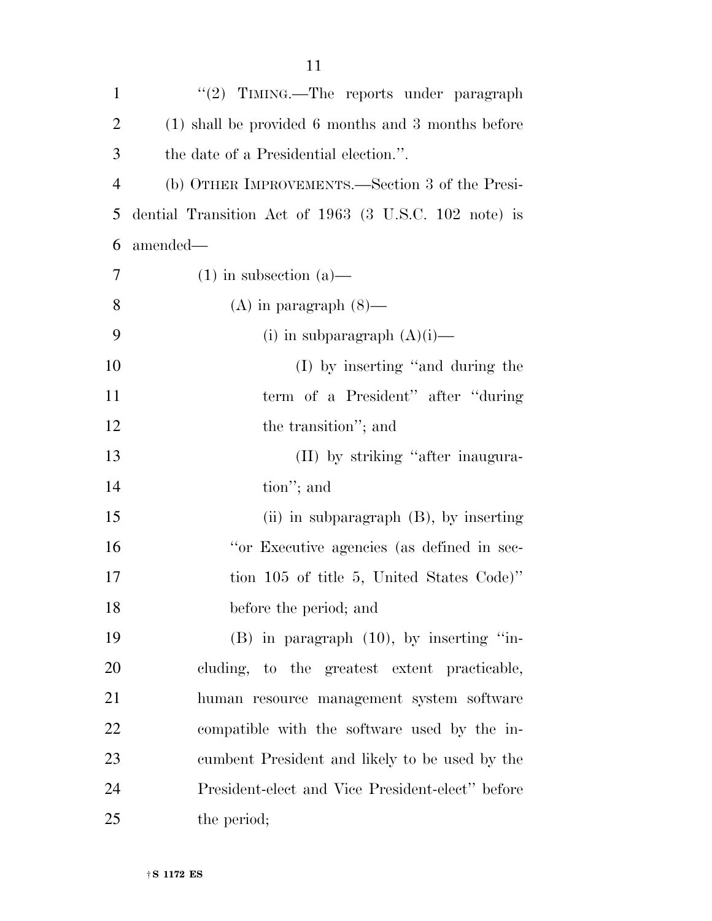"(2) TIMING.—The reports under paragraph (1) shall be provided 6 months and 3 months before the date of a Presidential election.".

(b) OTHER IMPROVEMENTS.—Section 3 of the Presidential Transition Act of 1963 (3 U.S.C. 102 note) is amended—

(1) in subsection (a)—

(A) in paragraph (8)—

(i) in subparagraph (A)(i)—

(I) by inserting "and during the term of a President" after "during the transition"; and

(II) by striking "after inauguration"; and

(ii) in subparagraph (B), by inserting "or Executive agencies (as defined in section 105 of title 5, United States Code)" before the period; and

(B) in paragraph (10), by inserting "including, to the greatest extent practicable, human resource management system software compatible with the software used by the incumbent President and likely to be used by the President-elect and Vice President-elect" before the period;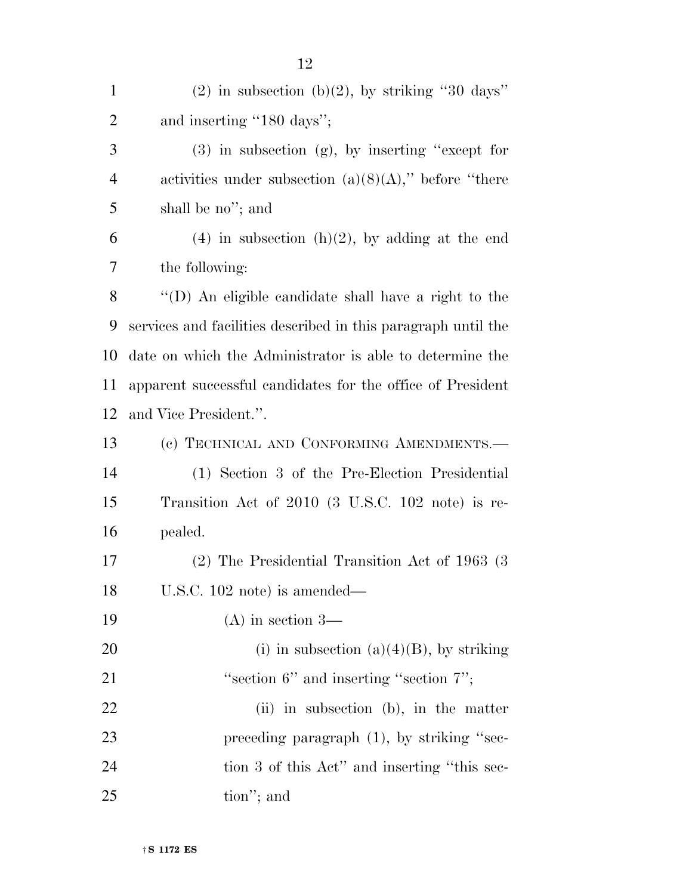(2) in subsection (b)(2), by striking ''30 days'' and inserting ''180 days'';

(3) in subsection (g), by inserting ''except for activities under subsection (a)(8)(A),'' before ''there shall be no''; and

(4) in subsection (h)(2), by adding at the end the following:

''(D) An eligible candidate shall have a right to the services and facilities described in this paragraph until the date on which the Administrator is able to determine the apparent successful candidates for the office of President and Vice President.''.

(c) TECHNICAL AND CONFORMING AMENDMENTS.—

(1) Section 3 of the Pre-Election Presidential Transition Act of 2010 (3 U.S.C. 102 note) is repealed.

(2) The Presidential Transition Act of 1963 (3 U.S.C. 102 note) is amended—

(A) in section 3—

(i) in subsection (a)(4)(B), by striking ''section 6'' and inserting ''section 7'';

(ii) in subsection (b), in the matter preceding paragraph (1), by striking ''section 3 of this Act'' and inserting ''this section''; and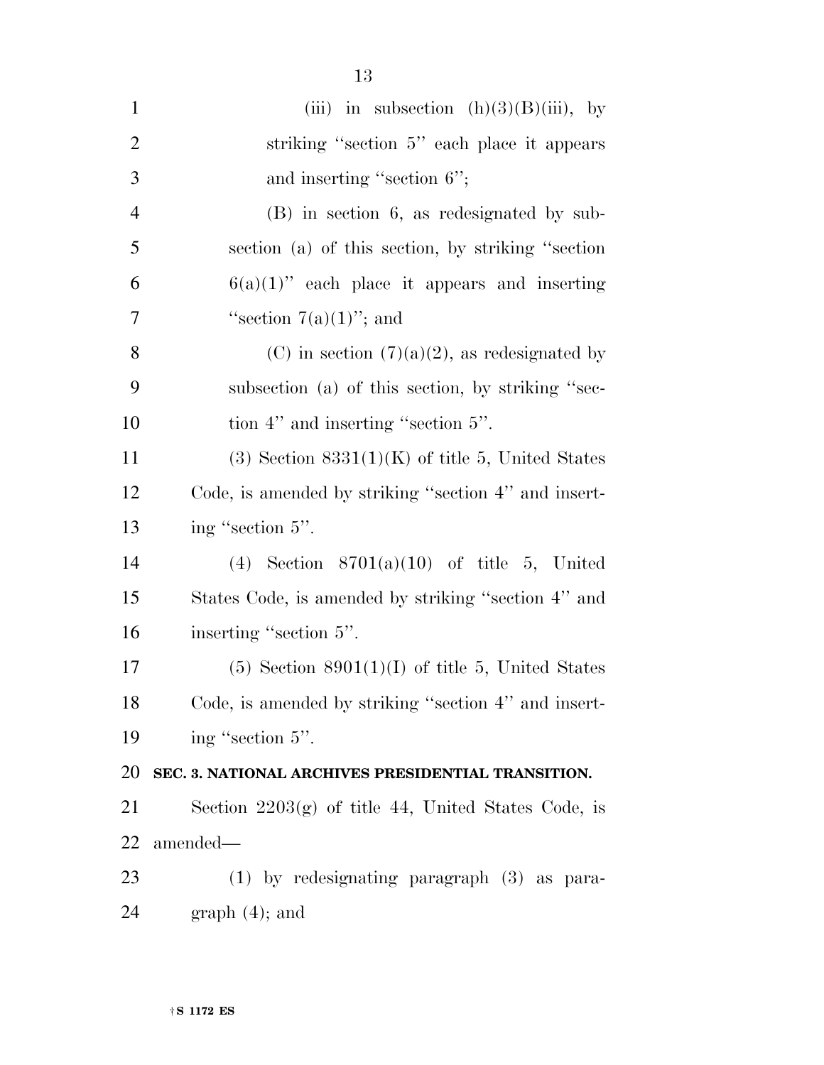(iii) in subsection (h)(3)(B)(iii), by striking "section 5" each place it appears and inserting "section 6";

(B) in section 6, as redesignated by subsection (a) of this section, by striking "section 6(a)(1)" each place it appears and inserting "section 7(a)(1)"; and

(C) in section (7)(a)(2), as redesignated by subsection (a) of this section, by striking "section 4" and inserting "section 5".

(3) Section 8331(1)(K) of title 5, United States Code, is amended by striking "section 4" and inserting "section 5".

(4) Section 8701(a)(10) of title 5, United States Code, is amended by striking "section 4" and inserting "section 5".

(5) Section 8901(1)(I) of title 5, United States Code, is amended by striking "section 4" and inserting "section 5".

**SEC. 3. NATIONAL ARCHIVES PRESIDENTIAL TRANSITION.**

Section 2203(g) of title 44, United States Code, is amended—

(1) by redesignating paragraph (3) as paragraph (4); and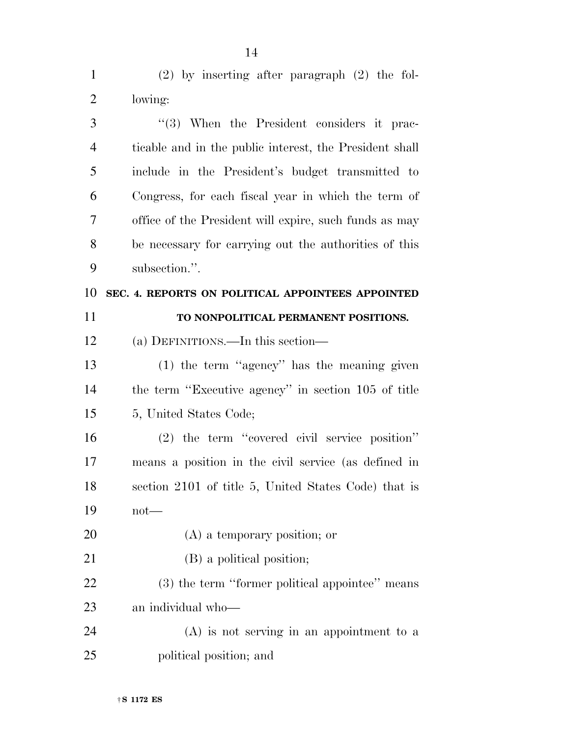(2) by inserting after paragraph (2) the following:

"(3) When the President considers it practicable and in the public interest, the President shall include in the President's budget transmitted to Congress, for each fiscal year in which the term of office of the President will expire, such funds as may be necessary for carrying out the authorities of this subsection.".

**SEC. 4. REPORTS ON POLITICAL APPOINTEES APPOINTED TO NONPOLITICAL PERMANENT POSITIONS.**

(a) DEFINITIONS.—In this section—

(1) the term "agency" has the meaning given the term "Executive agency" in section 105 of title 5, United States Code;

(2) the term "covered civil service position" means a position in the civil service (as defined in section 2101 of title 5, United States Code) that is not—

(A) a temporary position; or

(B) a political position;

(3) the term "former political appointee" means an individual who—

(A) is not serving in an appointment to a political position; and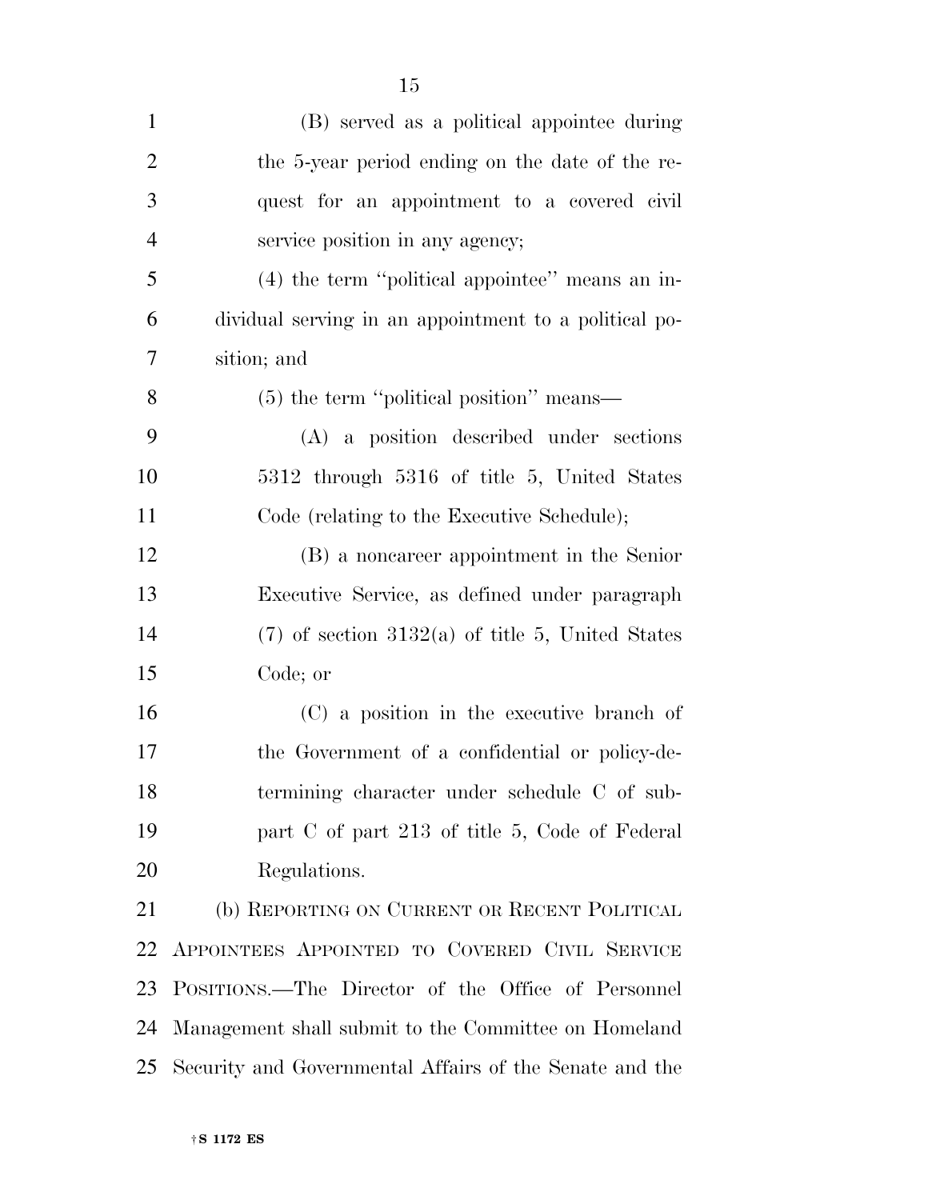(B) served as a political appointee during the 5-year period ending on the date of the request for an appointment to a covered civil service position in any agency;

(4) the term "political appointee" means an individual serving in an appointment to a political position; and

(5) the term "political position" means—

(A) a position described under sections 5312 through 5316 of title 5, United States Code (relating to the Executive Schedule);

(B) a noncareer appointment in the Senior Executive Service, as defined under paragraph (7) of section 3132(a) of title 5, United States Code; or

(C) a position in the executive branch of the Government of a confidential or policy-determining character under schedule C of subpart C of part 213 of title 5, Code of Federal Regulations.

(b) REPORTING ON CURRENT OR RECENT POLITICAL APPOINTEES APPOINTED TO COVERED CIVIL SERVICE POSITIONS.—The Director of the Office of Personnel Management shall submit to the Committee on Homeland Security and Governmental Affairs of the Senate and the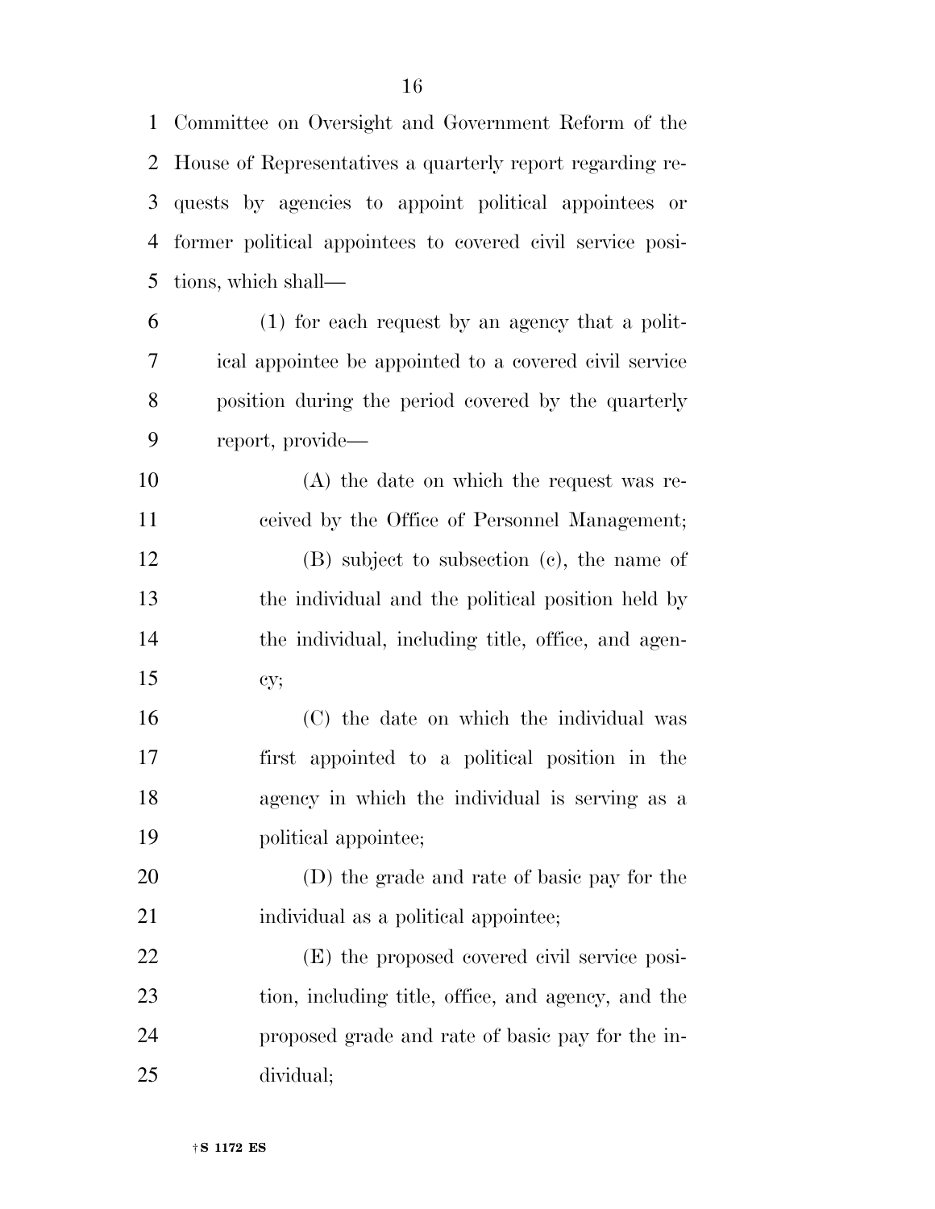Committee on Oversight and Government Reform of the House of Representatives a quarterly report regarding requests by agencies to appoint political appointees or former political appointees to covered civil service positions, which shall—

(1) for each request by an agency that a political appointee be appointed to a covered civil service position during the period covered by the quarterly report, provide—

(A) the date on which the request was received by the Office of Personnel Management;

(B) subject to subsection (c), the name of the individual and the political position held by the individual, including title, office, and agency;

(C) the date on which the individual was first appointed to a political position in the agency in which the individual is serving as a political appointee;

(D) the grade and rate of basic pay for the individual as a political appointee;

(E) the proposed covered civil service position, including title, office, and agency, and the proposed grade and rate of basic pay for the individual;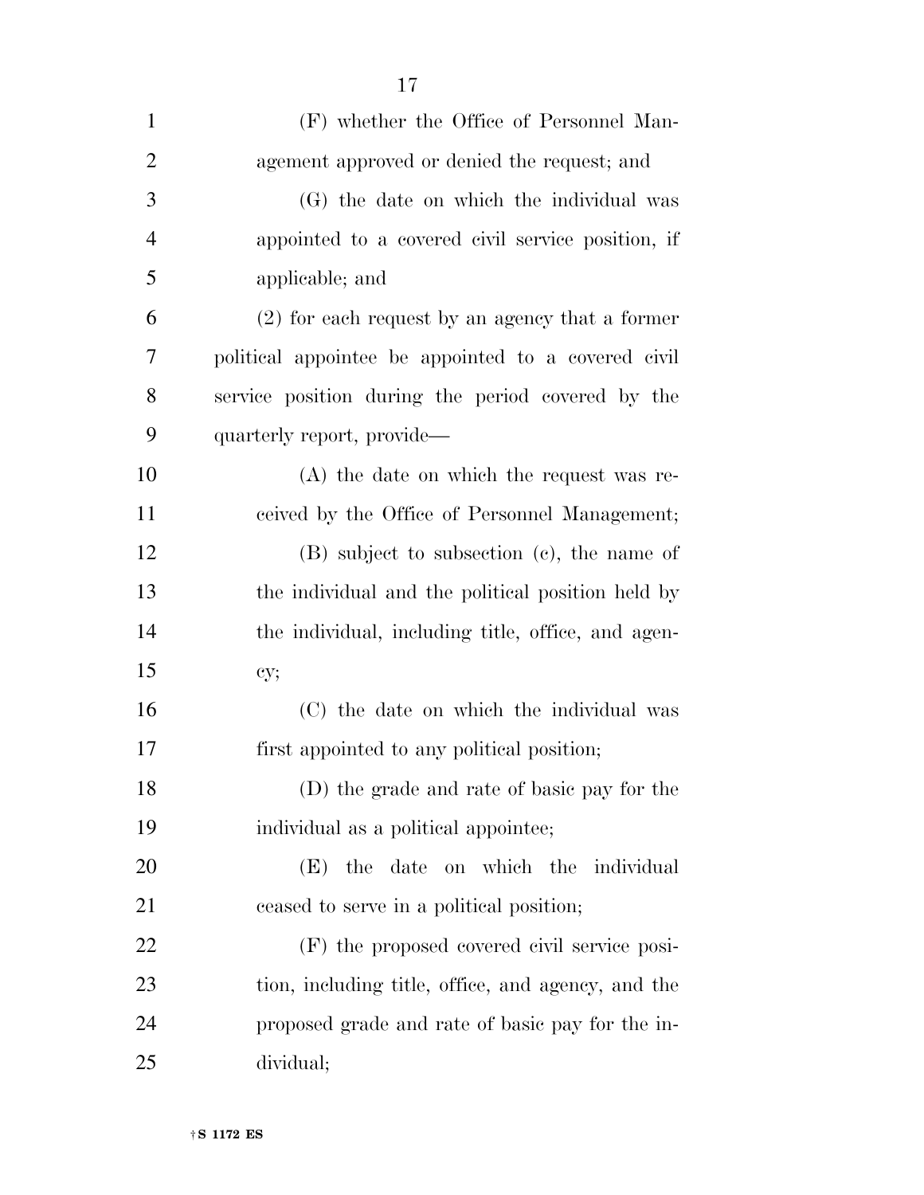(F) whether the Office of Personnel Management approved or denied the request; and

(G) the date on which the individual was appointed to a covered civil service position, if applicable; and

(2) for each request by an agency that a former political appointee be appointed to a covered civil service position during the period covered by the quarterly report, provide—

(A) the date on which the request was received by the Office of Personnel Management;

(B) subject to subsection (c), the name of the individual and the political position held by the individual, including title, office, and agency;

(C) the date on which the individual was first appointed to any political position;

(D) the grade and rate of basic pay for the individual as a political appointee;

(E) the date on which the individual ceased to serve in a political position;

(F) the proposed covered civil service position, including title, office, and agency, and the proposed grade and rate of basic pay for the individual;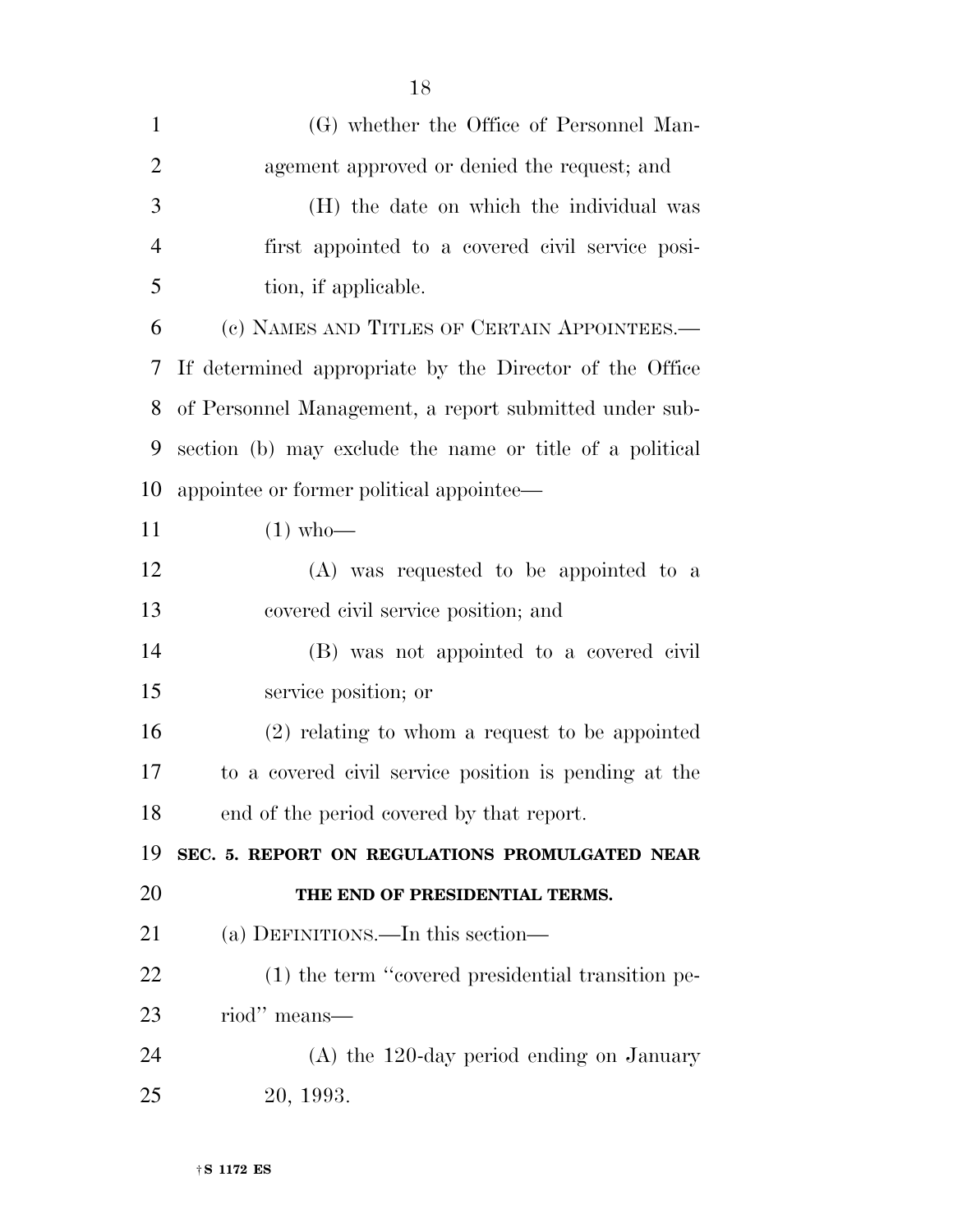(G) whether the Office of Personnel Management approved or denied the request; and

(H) the date on which the individual was first appointed to a covered civil service position, if applicable.

(c) NAMES AND TITLES OF CERTAIN APPOINTEES.—If determined appropriate by the Director of the Office of Personnel Management, a report submitted under subsection (b) may exclude the name or title of a political appointee or former political appointee—

(1) who—

(A) was requested to be appointed to a covered civil service position; and

(B) was not appointed to a covered civil service position; or

(2) relating to whom a request to be appointed to a covered civil service position is pending at the end of the period covered by that report.

## SEC. 5. REPORT ON REGULATIONS PROMULGATED NEAR THE END OF PRESIDENTIAL TERMS.

(a) DEFINITIONS.—In this section—

(1) the term ''covered presidential transition period'' means—

(A) the 120-day period ending on January 20, 1993.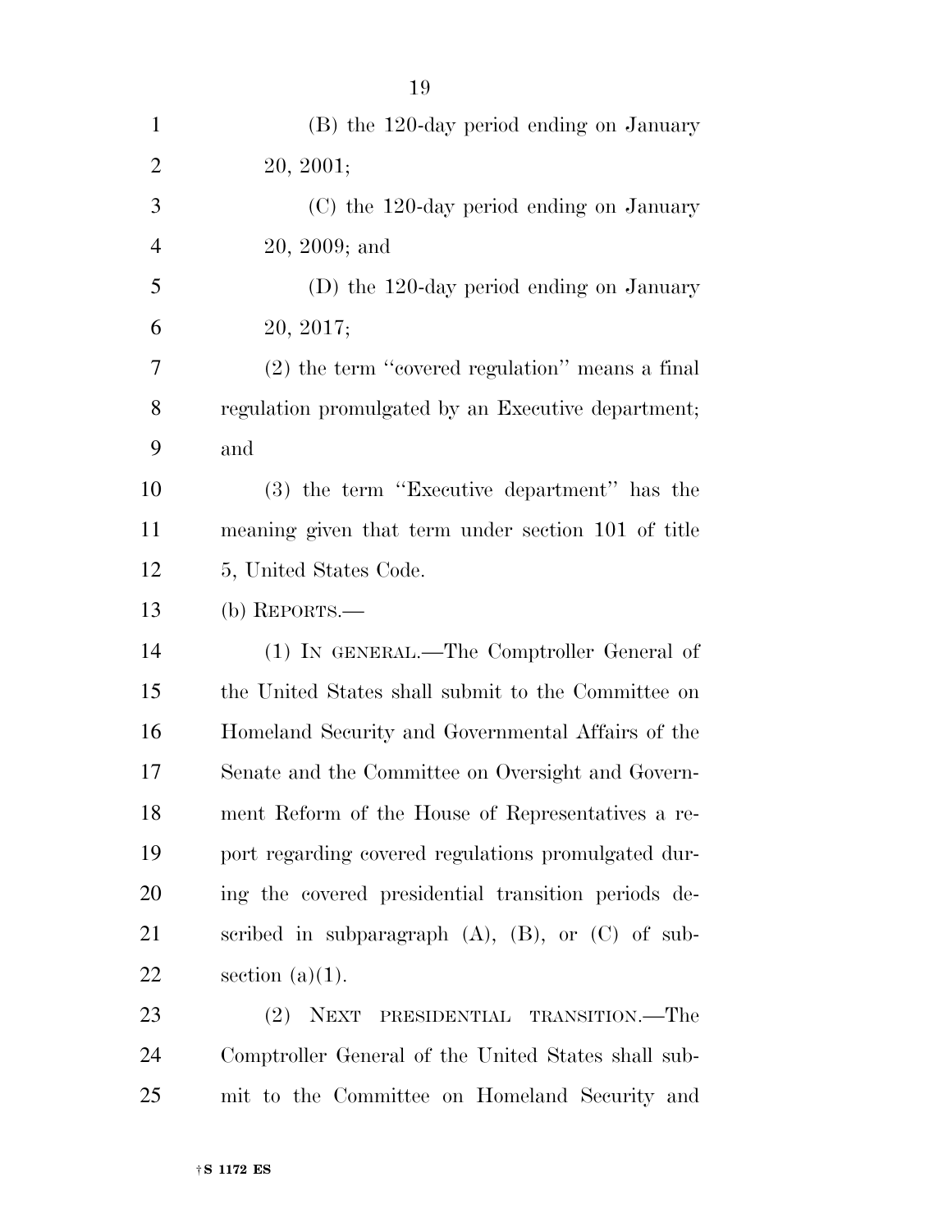(B) the 120-day period ending on January 20, 2001;

(C) the 120-day period ending on January 20, 2009; and

(D) the 120-day period ending on January 20, 2017;

(2) the term ''covered regulation'' means a final regulation promulgated by an Executive department; and

(3) the term ''Executive department'' has the meaning given that term under section 101 of title 5, United States Code.

(b) REPORTS.—

(1) IN GENERAL.—The Comptroller General of the United States shall submit to the Committee on Homeland Security and Governmental Affairs of the Senate and the Committee on Oversight and Government Reform of the House of Representatives a report regarding covered regulations promulgated during the covered presidential transition periods described in subparagraph (A), (B), or (C) of subsection (a)(1).

(2) NEXT PRESIDENTIAL TRANSITION.—The Comptroller General of the United States shall submit to the Committee on Homeland Security and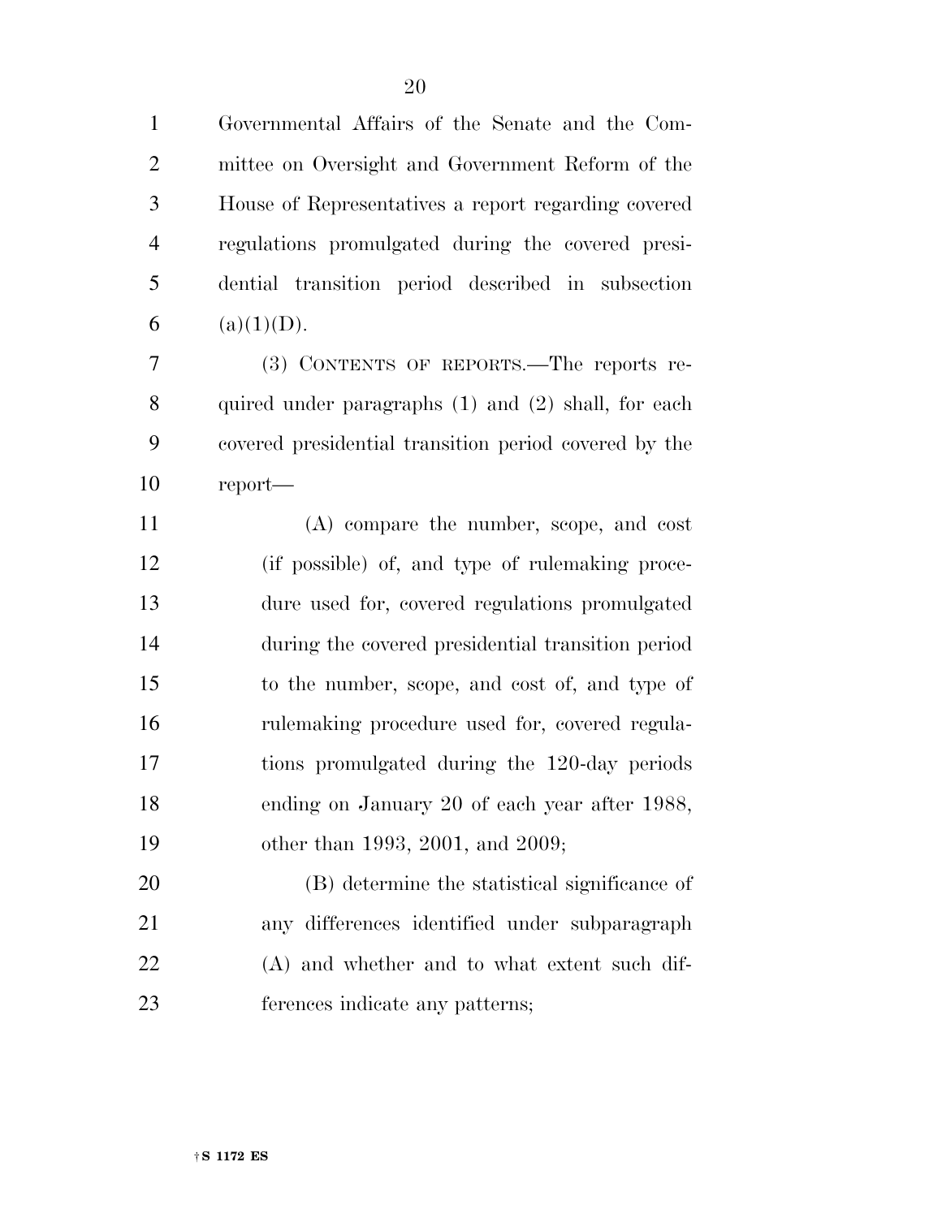Governmental Affairs of the Senate and the Committee on Oversight and Government Reform of the House of Representatives a report regarding covered regulations promulgated during the covered presidential transition period described in subsection (a)(1)(D).

(3) CONTENTS OF REPORTS.—The reports required under paragraphs (1) and (2) shall, for each covered presidential transition period covered by the report—

(A) compare the number, scope, and cost (if possible) of, and type of rulemaking procedure used for, covered regulations promulgated during the covered presidential transition period to the number, scope, and cost of, and type of rulemaking procedure used for, covered regulations promulgated during the 120-day periods ending on January 20 of each year after 1988, other than 1993, 2001, and 2009;

(B) determine the statistical significance of any differences identified under subparagraph (A) and whether and to what extent such differences indicate any patterns;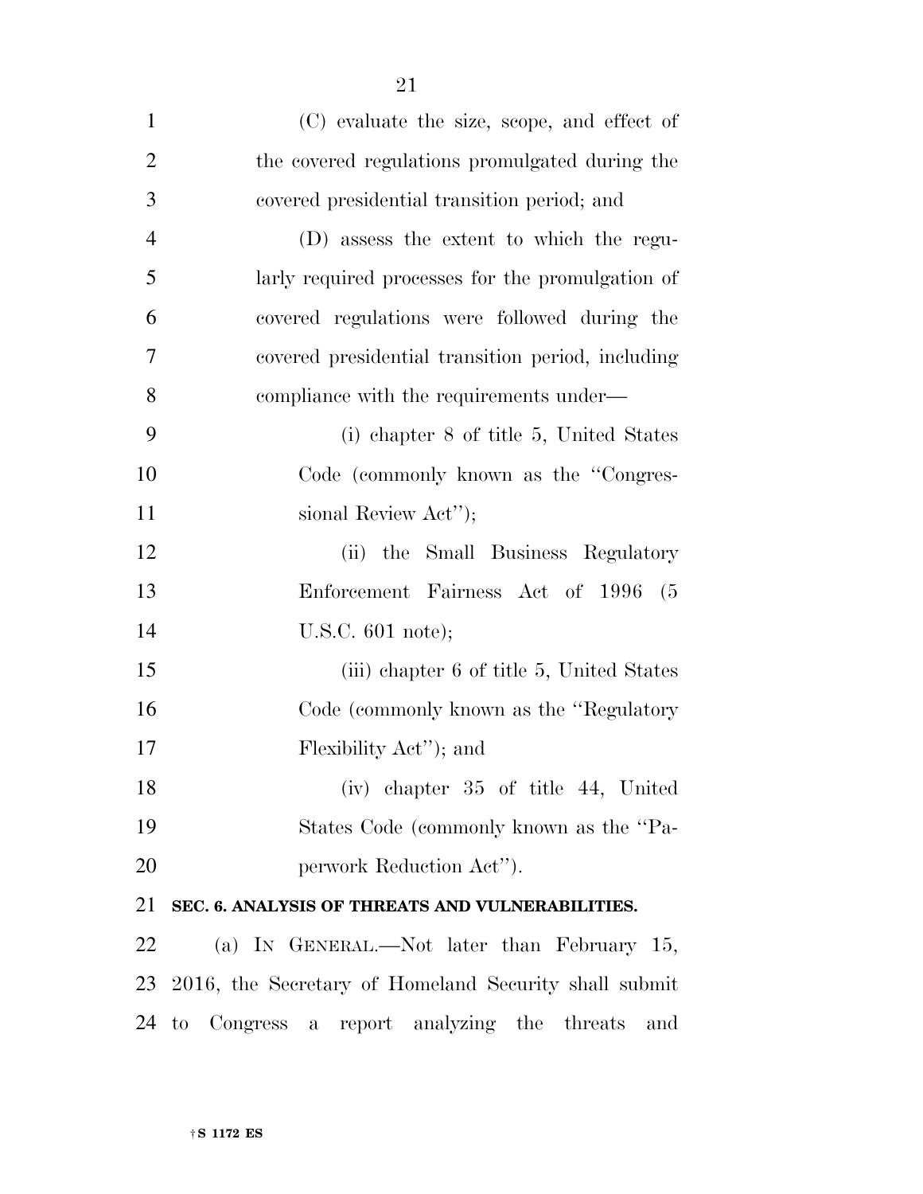(C) evaluate the size, scope, and effect of the covered regulations promulgated during the covered presidential transition period; and

(D) assess the extent to which the regularly required processes for the promulgation of covered regulations were followed during the covered presidential transition period, including compliance with the requirements under—

(i) chapter 8 of title 5, United States Code (commonly known as the "Congressional Review Act");

(ii) the Small Business Regulatory Enforcement Fairness Act of 1996 (5 U.S.C. 601 note);

(iii) chapter 6 of title 5, United States Code (commonly known as the "Regulatory Flexibility Act"); and

(iv) chapter 35 of title 44, United States Code (commonly known as the "Paperwork Reduction Act").

**SEC. 6. ANALYSIS OF THREATS AND VULNERABILITIES.**

(a) IN GENERAL.—Not later than February 15, 2016, the Secretary of Homeland Security shall submit to Congress a report analyzing the threats and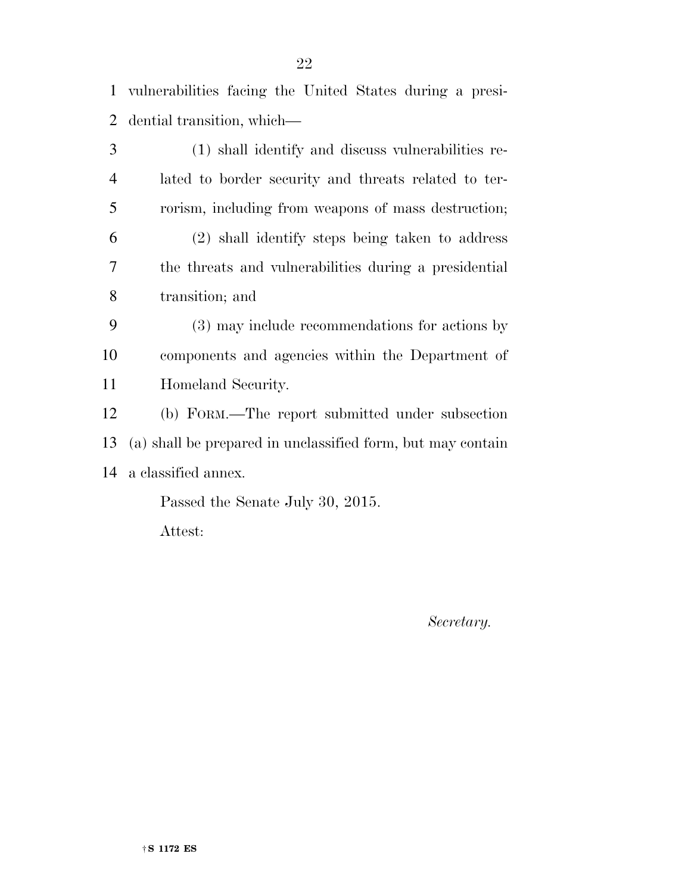vulnerabilities facing the United States during a presidential transition, which—

(1) shall identify and discuss vulnerabilities related to border security and threats related to terrorism, including from weapons of mass destruction;

(2) shall identify steps being taken to address the threats and vulnerabilities during a presidential transition; and

(3) may include recommendations for actions by components and agencies within the Department of Homeland Security.

(b) FORM.—The report submitted under subsection (a) shall be prepared in unclassified form, but may contain a classified annex.

Passed the Senate July 30, 2015.

Attest:

*Secretary.*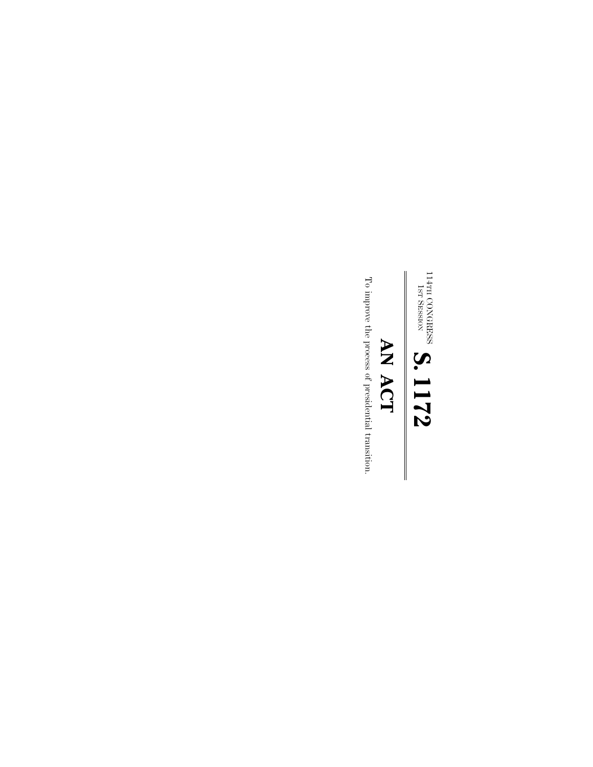114TH CONGRESS
1ST SESSION

# S. 1172

---

# AN ACT

To improve the process of presidential transition.